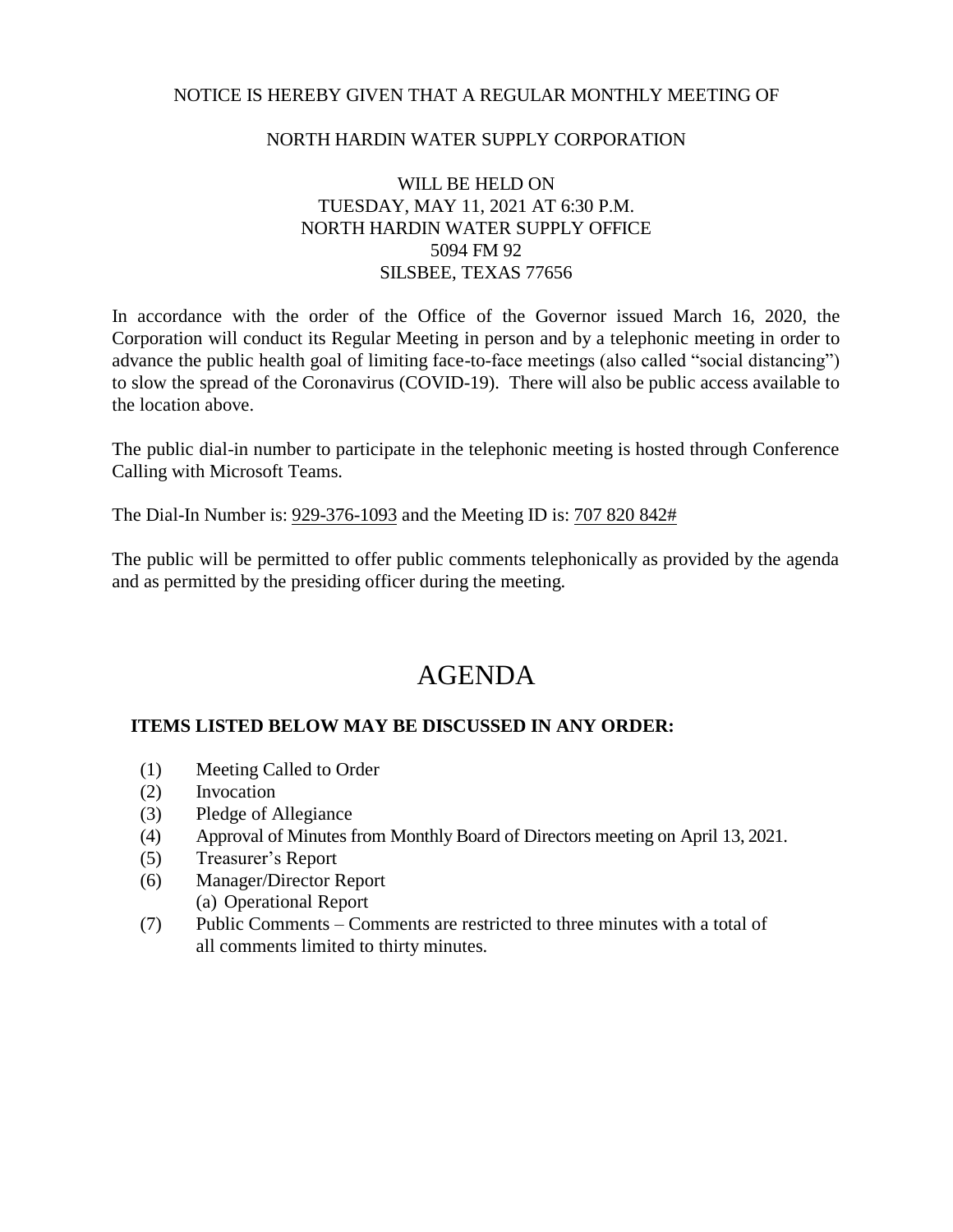NOTICE IS HEREBY GIVEN THAT A REGULAR MONTHLY MEETING OF

NORTH HARDIN WATER SUPPLY CORPORATION

WILL BE HELD ON
TUESDAY, MAY 11, 2021 AT 6:30 P.M.
NORTH HARDIN WATER SUPPLY OFFICE
5094 FM 92
SILSBEE, TEXAS 77656

In accordance with the order of the Office of the Governor issued March 16, 2020, the Corporation will conduct its Regular Meeting in person and by a telephonic meeting in order to advance the public health goal of limiting face-to-face meetings (also called "social distancing") to slow the spread of the Coronavirus (COVID-19). There will also be public access available to the location above.

The public dial-in number to participate in the telephonic meeting is hosted through Conference Calling with Microsoft Teams.

The Dial-In Number is: 929-376-1093 and the Meeting ID is: 707 820 842#

The public will be permitted to offer public comments telephonically as provided by the agenda and as permitted by the presiding officer during the meeting.

# AGENDA

**ITEMS LISTED BELOW MAY BE DISCUSSED IN ANY ORDER:**

(1) Meeting Called to Order
(2) Invocation
(3) Pledge of Allegiance
(4) Approval of Minutes from Monthly Board of Directors meeting on April 13, 2021.
(5) Treasurer's Report
(6) Manager/Director Report
    (a) Operational Report
(7) Public Comments – Comments are restricted to three minutes with a total of all comments limited to thirty minutes.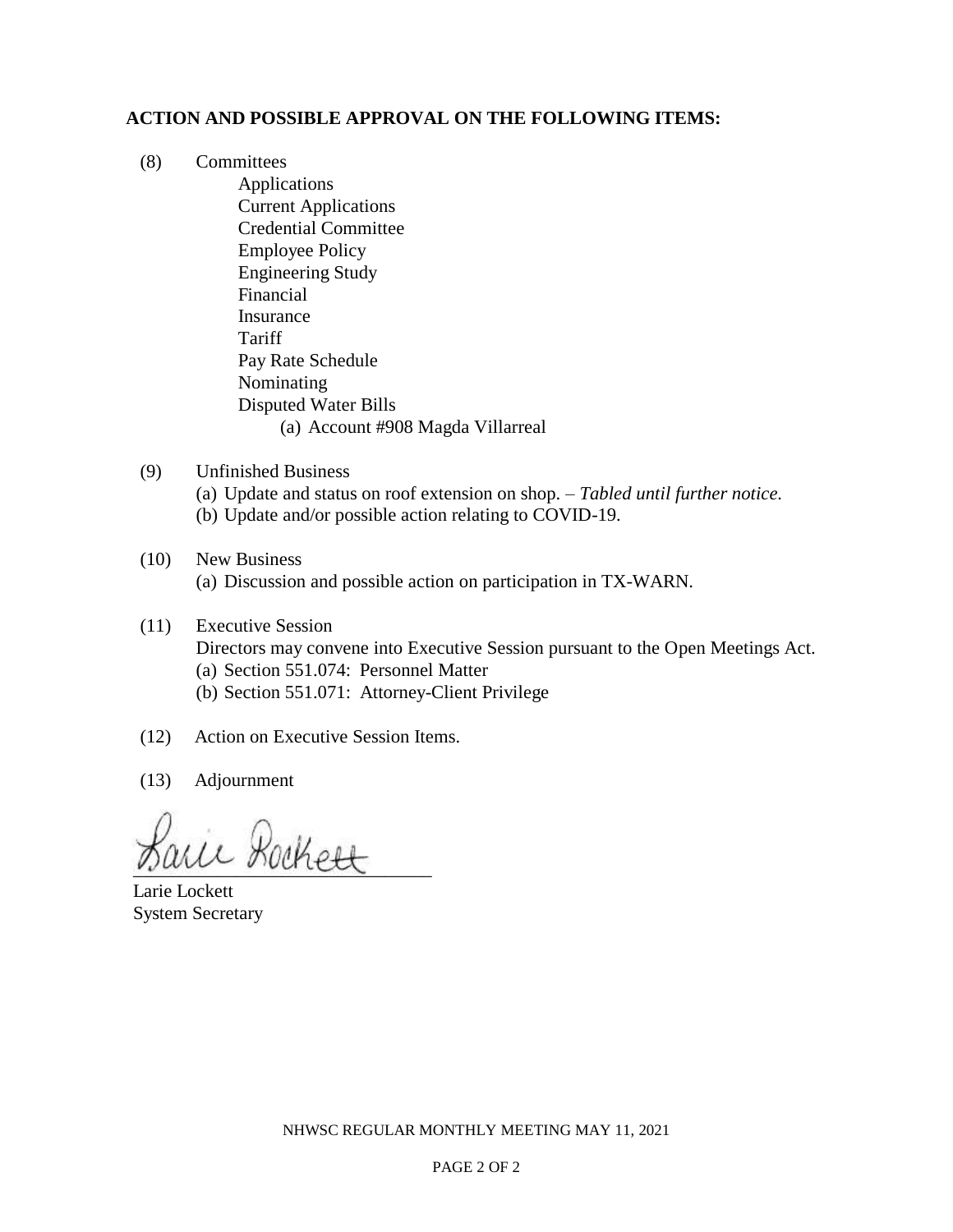**ACTION AND POSSIBLE APPROVAL ON THE FOLLOWING ITEMS:**

(8) Committees

- Applications
- Current Applications
- Credential Committee
- Employee Policy
- Engineering Study
- Financial
- Insurance
- Tariff
- Pay Rate Schedule
- Nominating
- Disputed Water Bills
  - (a) Account #908 Magda Villarreal

(9) Unfinished Business

(a) Update and status on roof extension on shop. – *Tabled until further notice.*
(b) Update and/or possible action relating to COVID-19.

(10) New Business

(a) Discussion and possible action on participation in TX-WARN.

(11) Executive Session

Directors may convene into Executive Session pursuant to the Open Meetings Act.
(a) Section 551.074: Personnel Matter
(b) Section 551.071: Attorney-Client Privilege

(12) Action on Executive Session Items.

(13) Adjournment

Larie Lockett
System Secretary